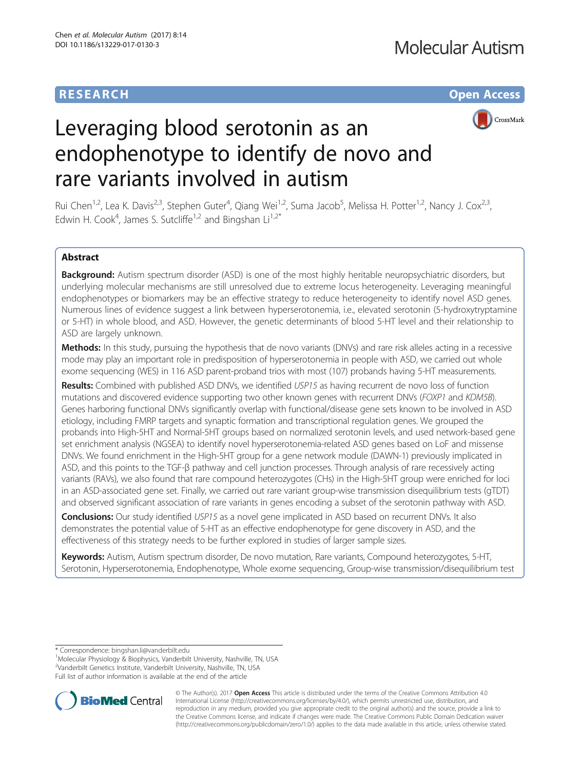RESEARCH **Open Access**

# Leveraging blood serotonin as an endophenotype to identify de novo and rare variants involved in autism

Rui Chen[1,2], Lea K. Davis[2,3], Stephen Guter[4], Qiang Wei[1,2], Suma Jacob[5], Melissa H. Potter[1,2], Nancy J. Cox[2,3], Edwin H. Cook[4], James S. Sutcliffe[1,2] and Bingshan Li[1,2*]

## Abstract

**Background:** Autism spectrum disorder (ASD) is one of the most highly heritable neuropsychiatric disorders, but underlying molecular mechanisms are still unresolved due to extreme locus heterogeneity. Leveraging meaningful endophenotypes or biomarkers may be an effective strategy to reduce heterogeneity to identify novel ASD genes. Numerous lines of evidence suggest a link between hyperserotonemia, i.e., elevated serotonin (5-hydroxytryptamine or 5-HT) in whole blood, and ASD. However, the genetic determinants of blood 5-HT level and their relationship to ASD are largely unknown.

**Methods:** In this study, pursuing the hypothesis that de novo variants (DNVs) and rare risk alleles acting in a recessive mode may play an important role in predisposition of hyperserotonemia in people with ASD, we carried out whole exome sequencing (WES) in 116 ASD parent-proband trios with most (107) probands having 5-HT measurements.

**Results:** Combined with published ASD DNVs, we identified *USP15* as having recurrent de novo loss of function mutations and discovered evidence supporting two other known genes with recurrent DNVs (*FOXP1* and *KDM5B*). Genes harboring functional DNVs significantly overlap with functional/disease gene sets known to be involved in ASD etiology, including FMRP targets and synaptic formation and transcriptional regulation genes. We grouped the probands into High-5HT and Normal-5HT groups based on normalized serotonin levels, and used network-based gene set enrichment analysis (NGSEA) to identify novel hyperserotonemia-related ASD genes based on LoF and missense DNVs. We found enrichment in the High-5HT group for a gene network module (DAWN-1) previously implicated in ASD, and this points to the TGF-β pathway and cell junction processes. Through analysis of rare recessively acting variants (RAVs), we also found that rare compound heterozygotes (CHs) in the High-5HT group were enriched for loci in an ASD-associated gene set. Finally, we carried out rare variant group-wise transmission disequilibrium tests (gTDT) and observed significant association of rare variants in genes encoding a subset of the serotonin pathway with ASD.

**Conclusions:** Our study identified *USP15* as a novel gene implicated in ASD based on recurrent DNVs. It also demonstrates the potential value of 5-HT as an effective endophenotype for gene discovery in ASD, and the effectiveness of this strategy needs to be further explored in studies of larger sample sizes.

**Keywords:** Autism, Autism spectrum disorder, De novo mutation, Rare variants, Compound heterozygotes, 5-HT, Serotonin, Hyperserotonemia, Endophenotype, Whole exome sequencing, Group-wise transmission/disequilibrium test

---

\* Correspondence: bingshan.li@vanderbilt.edu
[1]Molecular Physiology & Biophysics, Vanderbilt University, Nashville, TN, USA
[2]Vanderbilt Genetics Institute, Vanderbilt University, Nashville, TN, USA
Full list of author information is available at the end of the article

© The Author(s). 2017 **Open Access** This article is distributed under the terms of the Creative Commons Attribution 4.0 International License (http://creativecommons.org/licenses/by/4.0/), which permits unrestricted use, distribution, and reproduction in any medium, provided you give appropriate credit to the original author(s) and the source, provide a link to the Creative Commons license, and indicate if changes were made. The Creative Commons Public Domain Dedication waiver (http://creativecommons.org/publicdomain/zero/1.0/) applies to the data made available in this article, unless otherwise stated.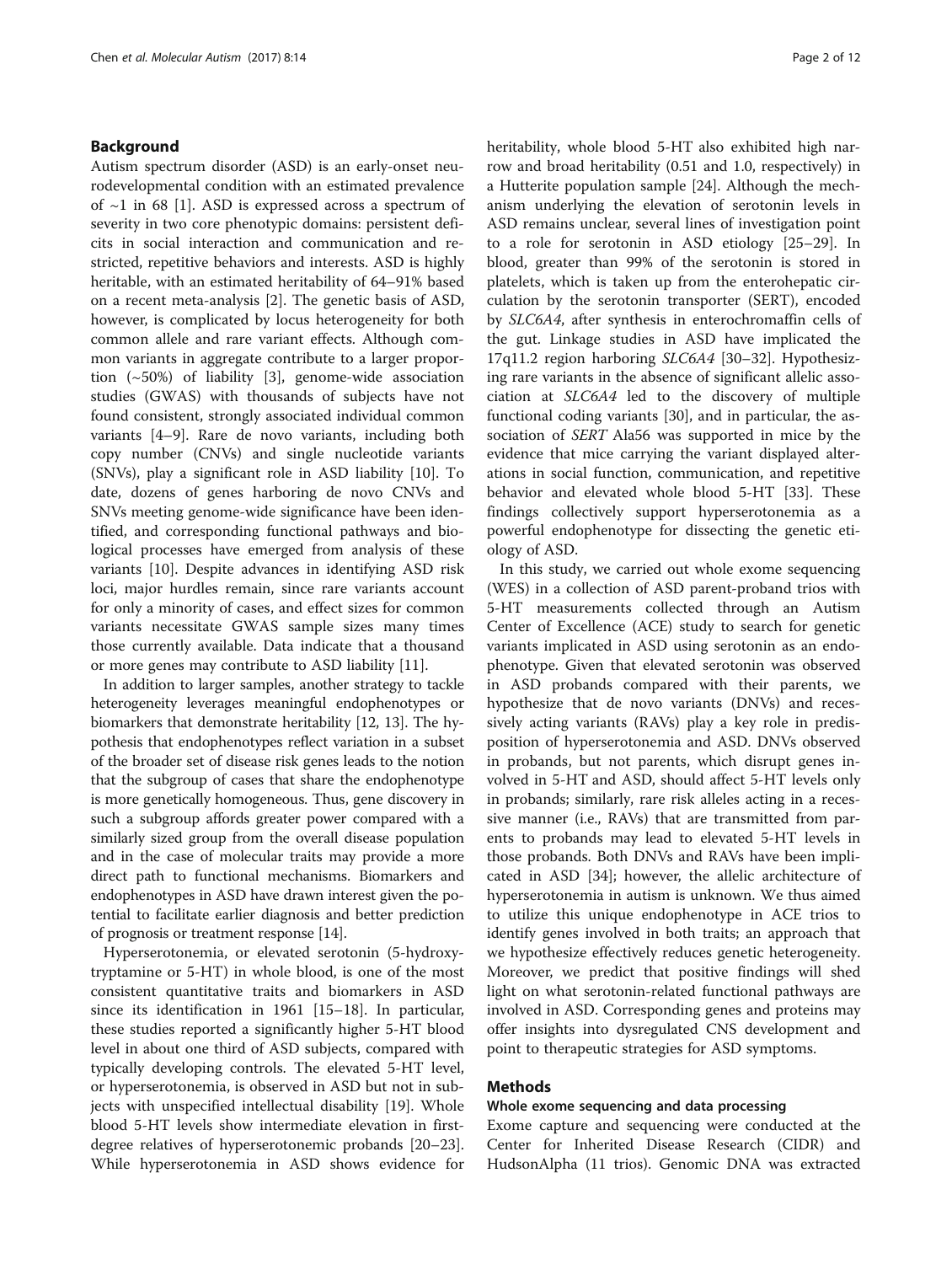## Background

Autism spectrum disorder (ASD) is an early-onset neurodevelopmental condition with an estimated prevalence of ~1 in 68 [1]. ASD is expressed across a spectrum of severity in two core phenotypic domains: persistent deficits in social interaction and communication and restricted, repetitive behaviors and interests. ASD is highly heritable, with an estimated heritability of 64–91% based on a recent meta-analysis [2]. The genetic basis of ASD, however, is complicated by locus heterogeneity for both common allele and rare variant effects. Although common variants in aggregate contribute to a larger proportion (~50%) of liability [3], genome-wide association studies (GWAS) with thousands of subjects have not found consistent, strongly associated individual common variants [4–9]. Rare de novo variants, including both copy number (CNVs) and single nucleotide variants (SNVs), play a significant role in ASD liability [10]. To date, dozens of genes harboring de novo CNVs and SNVs meeting genome-wide significance have been identified, and corresponding functional pathways and biological processes have emerged from analysis of these variants [10]. Despite advances in identifying ASD risk loci, major hurdles remain, since rare variants account for only a minority of cases, and effect sizes for common variants necessitate GWAS sample sizes many times those currently available. Data indicate that a thousand or more genes may contribute to ASD liability [11].

In addition to larger samples, another strategy to tackle heterogeneity leverages meaningful endophenotypes or biomarkers that demonstrate heritability [12, 13]. The hypothesis that endophenotypes reflect variation in a subset of the broader set of disease risk genes leads to the notion that the subgroup of cases that share the endophenotype is more genetically homogeneous. Thus, gene discovery in such a subgroup affords greater power compared with a similarly sized group from the overall disease population and in the case of molecular traits may provide a more direct path to functional mechanisms. Biomarkers and endophenotypes in ASD have drawn interest given the potential to facilitate earlier diagnosis and better prediction of prognosis or treatment response [14].

Hyperserotonemia, or elevated serotonin (5-hydroxytryptamine or 5-HT) in whole blood, is one of the most consistent quantitative traits and biomarkers in ASD since its identification in 1961 [15–18]. In particular, these studies reported a significantly higher 5-HT blood level in about one third of ASD subjects, compared with typically developing controls. The elevated 5-HT level, or hyperserotonemia, is observed in ASD but not in subjects with unspecified intellectual disability [19]. Whole blood 5-HT levels show intermediate elevation in first-degree relatives of hyperserotonemic probands [20–23]. While hyperserotonemia in ASD shows evidence for heritability, whole blood 5-HT also exhibited high narrow and broad heritability (0.51 and 1.0, respectively) in a Hutterite population sample [24]. Although the mechanism underlying the elevation of serotonin levels in ASD remains unclear, several lines of investigation point to a role for serotonin in ASD etiology [25–29]. In blood, greater than 99% of the serotonin is stored in platelets, which is taken up from the enterohepatic circulation by the serotonin transporter (SERT), encoded by *SLC6A4*, after synthesis in enterochromaffin cells of the gut. Linkage studies in ASD have implicated the 17q11.2 region harboring *SLC6A4* [30–32]. Hypothesizing rare variants in the absence of significant allelic association at *SLC6A4* led to the discovery of multiple functional coding variants [30], and in particular, the association of *SERT* Ala56 was supported in mice by the evidence that mice carrying the variant displayed alterations in social function, communication, and repetitive behavior and elevated whole blood 5-HT [33]. These findings collectively support hyperserotonemia as a powerful endophenotype for dissecting the genetic etiology of ASD.

In this study, we carried out whole exome sequencing (WES) in a collection of ASD parent-proband trios with 5-HT measurements collected through an Autism Center of Excellence (ACE) study to search for genetic variants implicated in ASD using serotonin as an endophenotype. Given that elevated serotonin was observed in ASD probands compared with their parents, we hypothesize that de novo variants (DNVs) and recessively acting variants (RAVs) play a key role in predisposition of hyperserotonemia and ASD. DNVs observed in probands, but not parents, which disrupt genes involved in 5-HT and ASD, should affect 5-HT levels only in probands; similarly, rare risk alleles acting in a recessive manner (i.e., RAVs) that are transmitted from parents to probands may lead to elevated 5-HT levels in those probands. Both DNVs and RAVs have been implicated in ASD [34]; however, the allelic architecture of hyperserotonemia in autism is unknown. We thus aimed to utilize this unique endophenotype in ACE trios to identify genes involved in both traits; an approach that we hypothesize effectively reduces genetic heterogeneity. Moreover, we predict that positive findings will shed light on what serotonin-related functional pathways are involved in ASD. Corresponding genes and proteins may offer insights into dysregulated CNS development and point to therapeutic strategies for ASD symptoms.

## Methods

### Whole exome sequencing and data processing

Exome capture and sequencing were conducted at the Center for Inherited Disease Research (CIDR) and HudsonAlpha (11 trios). Genomic DNA was extracted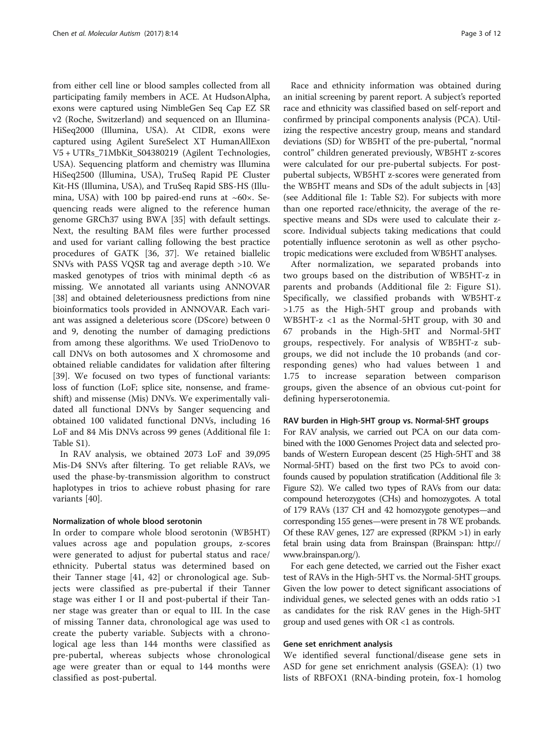from either cell line or blood samples collected from all participating family members in ACE. At HudsonAlpha, exons were captured using NimbleGen Seq Cap EZ SR v2 (Roche, Switzerland) and sequenced on an Illumina-HiSeq2000 (Illumina, USA). At CIDR, exons were captured using Agilent SureSelect XT HumanAllExon V5 + UTRs_71MbKit_S04380219 (Agilent Technologies, USA). Sequencing platform and chemistry was Illumina HiSeq2500 (Illumina, USA), TruSeq Rapid PE Cluster Kit-HS (Illumina, USA), and TruSeq Rapid SBS-HS (Illumina, USA) with 100 bp paired-end runs at ~60×. Sequencing reads were aligned to the reference human genome GRCh37 using BWA [35] with default settings. Next, the resulting BAM files were further processed and used for variant calling following the best practice procedures of GATK [36, 37]. We retained biallelic SNVs with PASS VQSR tag and average depth >10. We masked genotypes of trios with minimal depth <6 as missing. We annotated all variants using ANNOVAR [38] and obtained deleteriousness predictions from nine bioinformatics tools provided in ANNOVAR. Each variant was assigned a deleterious score (DScore) between 0 and 9, denoting the number of damaging predictions from among these algorithms. We used TrioDenovo to call DNVs on both autosomes and X chromosome and obtained reliable candidates for validation after filtering [39]. We focused on two types of functional variants: loss of function (LoF; splice site, nonsense, and frameshift) and missense (Mis) DNVs. We experimentally validated all functional DNVs by Sanger sequencing and obtained 100 validated functional DNVs, including 16 LoF and 84 Mis DNVs across 99 genes (Additional file 1: Table S1).

In RAV analysis, we obtained 2073 LoF and 39,095 Mis-D4 SNVs after filtering. To get reliable RAVs, we used the phase-by-transmission algorithm to construct haplotypes in trios to achieve robust phasing for rare variants [40].

### Normalization of whole blood serotonin

In order to compare whole blood serotonin (WB5HT) values across age and population groups, z-scores were generated to adjust for pubertal status and race/ethnicity. Pubertal status was determined based on their Tanner stage [41, 42] or chronological age. Subjects were classified as pre-pubertal if their Tanner stage was either I or II and post-pubertal if their Tanner stage was greater than or equal to III. In the case of missing Tanner data, chronological age was used to create the puberty variable. Subjects with a chronological age less than 144 months were classified as pre-pubertal, whereas subjects whose chronological age were greater than or equal to 144 months were classified as post-pubertal.

Race and ethnicity information was obtained during an initial screening by parent report. A subject's reported race and ethnicity was classified based on self-report and confirmed by principal components analysis (PCA). Utilizing the respective ancestry group, means and standard deviations (SD) for WB5HT of the pre-pubertal, "normal control" children generated previously, WB5HT z-scores were calculated for our pre-pubertal subjects. For post-pubertal subjects, WB5HT z-scores were generated from the WB5HT means and SDs of the adult subjects in [43] (see Additional file 1: Table S2). For subjects with more than one reported race/ethnicity, the average of the respective means and SDs were used to calculate their z-score. Individual subjects taking medications that could potentially influence serotonin as well as other psychotropic medications were excluded from WB5HT analyses.

After normalization, we separated probands into two groups based on the distribution of WB5HT-z in parents and probands (Additional file 2: Figure S1). Specifically, we classified probands with WB5HT-z >1.75 as the High-5HT group and probands with WB5HT-z <1 as the Normal-5HT group, with 30 and 67 probands in the High-5HT and Normal-5HT groups, respectively. For analysis of WB5HT-z subgroups, we did not include the 10 probands (and corresponding genes) who had values between 1 and 1.75 to increase separation between comparison groups, given the absence of an obvious cut-point for defining hyperserotonemia.

### RAV burden in High-5HT group vs. Normal-5HT groups

For RAV analysis, we carried out PCA on our data combined with the 1000 Genomes Project data and selected probands of Western European descent (25 High-5HT and 38 Normal-5HT) based on the first two PCs to avoid confounds caused by population stratification (Additional file 3: Figure S2). We called two types of RAVs from our data: compound heterozygotes (CHs) and homozygotes. A total of 179 RAVs (137 CH and 42 homozygote genotypes—and corresponding 155 genes—were present in 78 WE probands. Of these RAV genes, 127 are expressed (RPKM >1) in early fetal brain using data from Brainspan (Brainspan: http://www.brainspan.org/).

For each gene detected, we carried out the Fisher exact test of RAVs in the High-5HT vs. the Normal-5HT groups. Given the low power to detect significant associations of individual genes, we selected genes with an odds ratio >1 as candidates for the risk RAV genes in the High-5HT group and used genes with OR <1 as controls.

### Gene set enrichment analysis

We identified several functional/disease gene sets in ASD for gene set enrichment analysis (GSEA): (1) two lists of RBFOX1 (RNA-binding protein, fox-1 homolog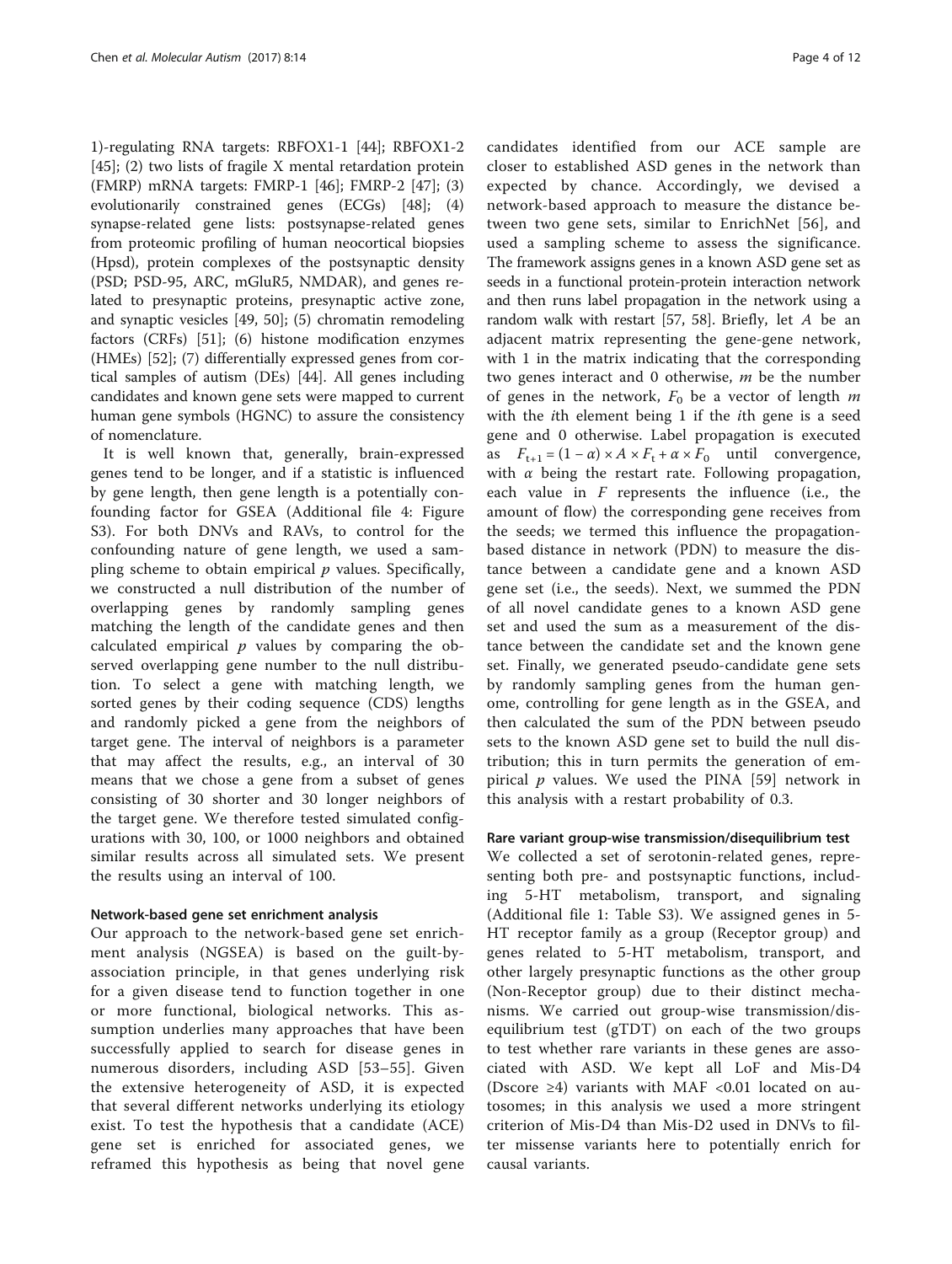1)-regulating RNA targets: RBFOX1-1 [44]; RBFOX1-2 [45]; (2) two lists of fragile X mental retardation protein (FMRP) mRNA targets: FMRP-1 [46]; FMRP-2 [47]; (3) evolutionarily constrained genes (ECGs) [48]; (4) synapse-related gene lists: postsynapse-related genes from proteomic profiling of human neocortical biopsies (Hpsd), protein complexes of the postsynaptic density (PSD; PSD-95, ARC, mGluR5, NMDAR), and genes related to presynaptic proteins, presynaptic active zone, and synaptic vesicles [49, 50]; (5) chromatin remodeling factors (CRFs) [51]; (6) histone modification enzymes (HMEs) [52]; (7) differentially expressed genes from cortical samples of autism (DEs) [44]. All genes including candidates and known gene sets were mapped to current human gene symbols (HGNC) to assure the consistency of nomenclature.

It is well known that, generally, brain-expressed genes tend to be longer, and if a statistic is influenced by gene length, then gene length is a potentially confounding factor for GSEA (Additional file 4: Figure S3). For both DNVs and RAVs, to control for the confounding nature of gene length, we used a sampling scheme to obtain empirical $p$ values. Specifically, we constructed a null distribution of the number of overlapping genes by randomly sampling genes matching the length of the candidate genes and then calculated empirical $p$ values by comparing the observed overlapping gene number to the null distribution. To select a gene with matching length, we sorted genes by their coding sequence (CDS) lengths and randomly picked a gene from the neighbors of target gene. The interval of neighbors is a parameter that may affect the results, e.g., an interval of 30 means that we chose a gene from a subset of genes consisting of 30 shorter and 30 longer neighbors of the target gene. We therefore tested simulated configurations with 30, 100, or 1000 neighbors and obtained similar results across all simulated sets. We present the results using an interval of 100.

### Network-based gene set enrichment analysis

Our approach to the network-based gene set enrichment analysis (NGSEA) is based on the guilt-by-association principle, in that genes underlying risk for a given disease tend to function together in one or more functional, biological networks. This assumption underlies many approaches that have been successfully applied to search for disease genes in numerous disorders, including ASD [53–55]. Given the extensive heterogeneity of ASD, it is expected that several different networks underlying its etiology exist. To test the hypothesis that a candidate (ACE) gene set is enriched for associated genes, we reframed this hypothesis as being that novel gene candidates identified from our ACE sample are closer to established ASD genes in the network than expected by chance. Accordingly, we devised a network-based approach to measure the distance between two gene sets, similar to EnrichNet [56], and used a sampling scheme to assess the significance. The framework assigns genes in a known ASD gene set as seeds in a functional protein-protein interaction network and then runs label propagation in the network using a random walk with restart [57, 58]. Briefly, let $A$ be an adjacent matrix representing the gene-gene network, with 1 in the matrix indicating that the corresponding two genes interact and 0 otherwise, $m$ be the number of genes in the network, $F_0$ be a vector of length $m$ with the $i$th element being 1 if the $i$th gene is a seed gene and 0 otherwise. Label propagation is executed as $F_{t+1} = (1 - \alpha) \times A \times F_t + \alpha \times F_0$ until convergence, with $\alpha$ being the restart rate. Following propagation, each value in $F$ represents the influence (i.e., the amount of flow) the corresponding gene receives from the seeds; we termed this influence the propagation-based distance in network (PDN) to measure the distance between a candidate gene and a known ASD gene set (i.e., the seeds). Next, we summed the PDN of all novel candidate genes to a known ASD gene set and used the sum as a measurement of the distance between the candidate set and the known gene set. Finally, we generated pseudo-candidate gene sets by randomly sampling genes from the human genome, controlling for gene length as in the GSEA, and then calculated the sum of the PDN between pseudo sets to the known ASD gene set to build the null distribution; this in turn permits the generation of empirical $p$ values. We used the PINA [59] network in this analysis with a restart probability of 0.3.

### Rare variant group-wise transmission/disequilibrium test

We collected a set of serotonin-related genes, representing both pre- and postsynaptic functions, including 5-HT metabolism, transport, and signaling (Additional file 1: Table S3). We assigned genes in 5-HT receptor family as a group (Receptor group) and genes related to 5-HT metabolism, transport, and other largely presynaptic functions as the other group (Non-Receptor group) due to their distinct mechanisms. We carried out group-wise transmission/disequilibrium test (gTDT) on each of the two groups to test whether rare variants in these genes are associated with ASD. We kept all LoF and Mis-D4 (Dscore ≥4) variants with MAF <0.01 located on autosomes; in this analysis we used a more stringent criterion of Mis-D4 than Mis-D2 used in DNVs to filter missense variants here to potentially enrich for causal variants.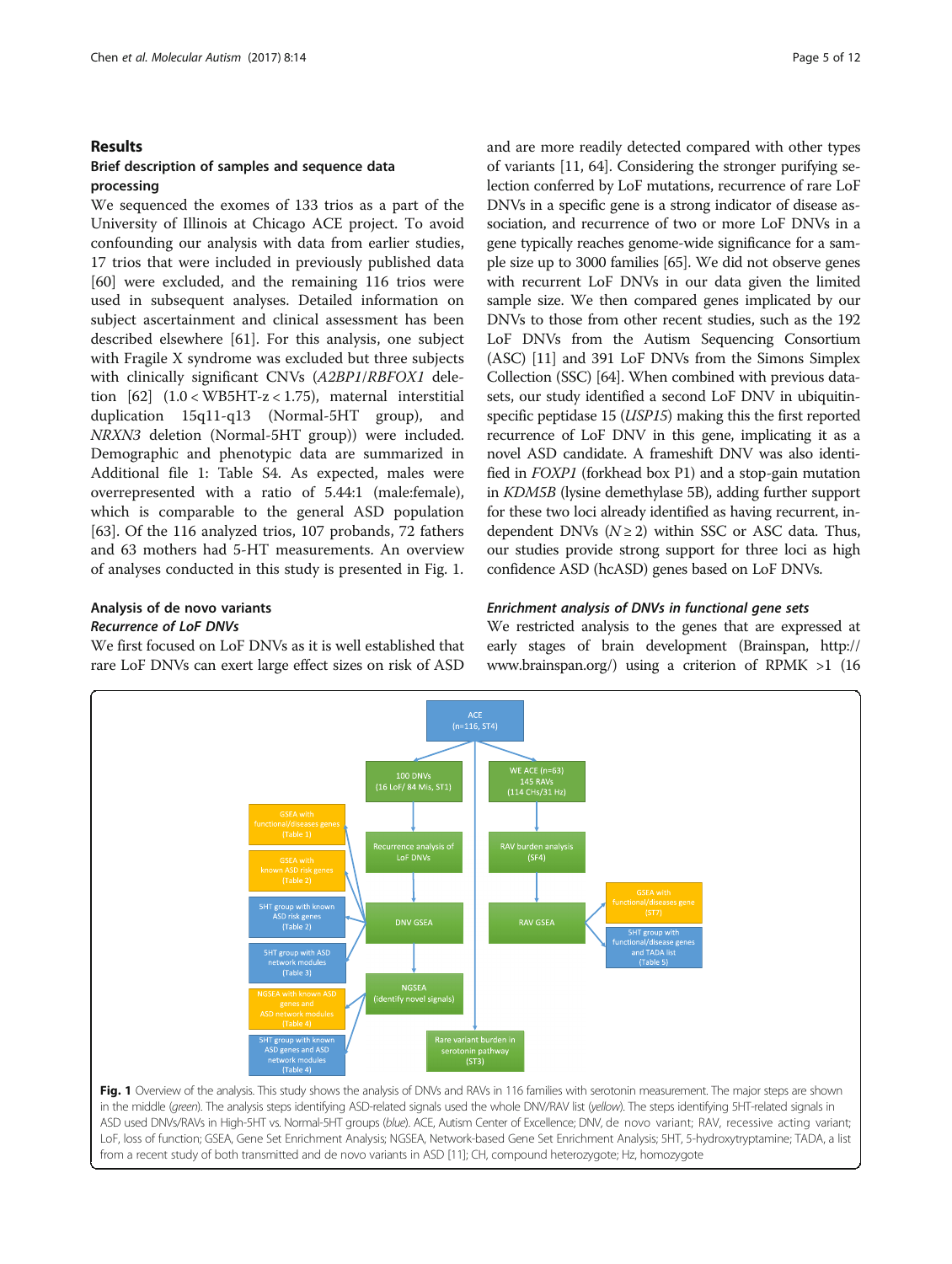## Results

### Brief description of samples and sequence data processing

We sequenced the exomes of 133 trios as a part of the University of Illinois at Chicago ACE project. To avoid confounding our analysis with data from earlier studies, 17 trios that were included in previously published data [60] were excluded, and the remaining 116 trios were used in subsequent analyses. Detailed information on subject ascertainment and clinical assessment has been described elsewhere [61]. For this analysis, one subject with Fragile X syndrome was excluded but three subjects with clinically significant CNVs (*A2BP1*/*RBFOX1* deletion [62] (1.0 < WB5HT-z < 1.75), maternal interstitial duplication 15q11-q13 (Normal-5HT group), and *NRXN3* deletion (Normal-5HT group)) were included. Demographic and phenotypic data are summarized in Additional file 1: Table S4. As expected, males were overrepresented with a ratio of 5.44:1 (male:female), which is comparable to the general ASD population [63]. Of the 116 analyzed trios, 107 probands, 72 fathers and 63 mothers had 5-HT measurements. An overview of analyses conducted in this study is presented in Fig. 1.

### Analysis of de novo variants

#### *Recurrence of LoF DNVs*

We first focused on LoF DNVs as it is well established that rare LoF DNVs can exert large effect sizes on risk of ASD and are more readily detected compared with other types of variants [11, 64]. Considering the stronger purifying selection conferred by LoF mutations, recurrence of rare LoF DNVs in a specific gene is a strong indicator of disease association, and recurrence of two or more LoF DNVs in a gene typically reaches genome-wide significance for a sample size up to 3000 families [65]. We did not observe genes with recurrent LoF DNVs in our data given the limited sample size. We then compared genes implicated by our DNVs to those from other recent studies, such as the 192 LoF DNVs from the Autism Sequencing Consortium (ASC) [11] and 391 LoF DNVs from the Simons Simplex Collection (SSC) [64]. When combined with previous datasets, our study identified a second LoF DNV in ubiquitin-specific peptidase 15 (*USP15*) making this the first reported recurrence of LoF DNV in this gene, implicating it as a novel ASD candidate. A frameshift DNV was also identified in *FOXP1* (forkhead box P1) and a stop-gain mutation in *KDM5B* (lysine demethylase 5B), adding further support for these two loci already identified as having recurrent, independent DNVs ($N \geq 2$) within SSC or ASC data. Thus, our studies provide strong support for three loci as high confidence ASD (hcASD) genes based on LoF DNVs.

#### *Enrichment analysis of DNVs in functional gene sets*

We restricted analysis to the genes that are expressed at early stages of brain development (Brainspan, http://www.brainspan.org/) using a criterion of RPKM >1 (16

**Fig. 1** Overview of the analysis. This study shows the analysis of DNVs and RAVs in 116 families with serotonin measurement. The major steps are shown in the middle (*green*). The analysis steps identifying ASD-related signals used the whole DNV/RAV list (*yellow*). The steps identifying 5HT-related signals in ASD used DNVs/RAVs in High-5HT vs. Normal-5HT groups (*blue*). ACE, Autism Center of Excellence; DNV, de novo variant; RAV, recessive acting variant; LoF, loss of function; GSEA, Gene Set Enrichment Analysis; NGSEA, Network-based Gene Set Enrichment Analysis; 5HT, 5-hydroxytryptamine; TADA, a list from a recent study of both transmitted and de novo variants in ASD [11]; CH, compound heterozygote; Hz, homozygote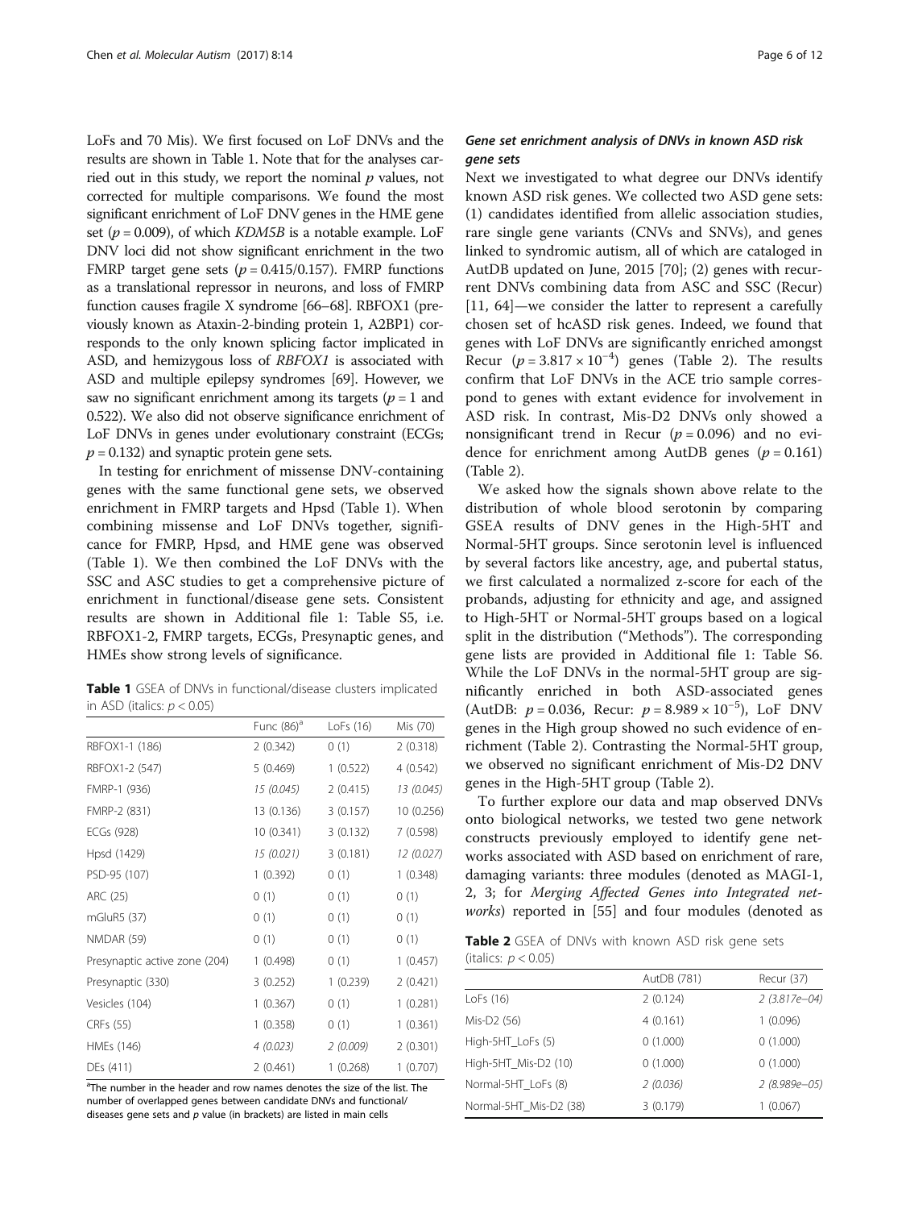LoFs and 70 Mis). We first focused on LoF DNVs and the results are shown in Table 1. Note that for the analyses carried out in this study, we report the nominal $p$ values, not corrected for multiple comparisons. We found the most significant enrichment of LoF DNV genes in the HME gene set ($p = 0.009$), of which *KDM5B* is a notable example. LoF DNV loci did not show significant enrichment in the two FMRP target gene sets ($p = 0.415/0.157$). FMRP functions as a translational repressor in neurons, and loss of FMRP function causes fragile X syndrome [66–68]. RBFOX1 (previously known as Ataxin-2-binding protein 1, A2BP1) corresponds to the only known splicing factor implicated in ASD, and hemizygous loss of *RBFOX1* is associated with ASD and multiple epilepsy syndromes [69]. However, we saw no significant enrichment among its targets ($p = 1$ and 0.522). We also did not observe significance enrichment of LoF DNVs in genes under evolutionary constraint (ECGs; $p = 0.132$) and synaptic protein gene sets.

In testing for enrichment of missense DNV-containing genes with the same functional gene sets, we observed enrichment in FMRP targets and Hpsd (Table 1). When combining missense and LoF DNVs together, significance for FMRP, Hpsd, and HME gene was observed (Table 1). We then combined the LoF DNVs with the SSC and ASC studies to get a comprehensive picture of enrichment in functional/disease gene sets. Consistent results are shown in Additional file 1: Table S5, i.e. RBFOX1-2, FMRP targets, ECGs, Presynaptic genes, and HMEs show strong levels of significance.

**Table 1** GSEA of DNVs in functional/disease clusters implicated in ASD (italics: $p < 0.05$)

| | Func (86)[a] | LoFs (16) | Mis (70) |
|---|---|---|---|
| RBFOX1-1 (186) | 2 (0.342) | 0 (1) | 2 (0.318) |
| RBFOX1-2 (547) | 5 (0.469) | 1 (0.522) | 4 (0.542) |
| FMRP-1 (936) | *15 (0.045)* | 2 (0.415) | *13 (0.045)* |
| FMRP-2 (831) | 13 (0.136) | 3 (0.157) | 10 (0.256) |
| ECGs (928) | 10 (0.341) | 3 (0.132) | 7 (0.598) |
| Hpsd (1429) | *15 (0.021)* | 3 (0.181) | *12 (0.027)* |
| PSD-95 (107) | 1 (0.392) | 0 (1) | 1 (0.348) |
| ARC (25) | 0 (1) | 0 (1) | 0 (1) |
| mGluR5 (37) | 0 (1) | 0 (1) | 0 (1) |
| NMDAR (59) | 0 (1) | 0 (1) | 0 (1) |
| Presynaptic active zone (204) | 1 (0.498) | 0 (1) | 1 (0.457) |
| Presynaptic (330) | 3 (0.252) | 1 (0.239) | 2 (0.421) |
| Vesicles (104) | 1 (0.367) | 0 (1) | 1 (0.281) |
| CRFs (55) | 1 (0.358) | 0 (1) | 1 (0.361) |
| HMEs (146) | *4 (0.023)* | *2 (0.009)* | 2 (0.301) |
| DEs (411) | 2 (0.461) | 1 (0.268) | 1 (0.707) |

[a]The number in the header and row names denotes the size of the list. The number of overlapped genes between candidate DNVs and functional/diseases gene sets and $p$ value (in brackets) are listed in main cells

### *Gene set enrichment analysis of DNVs in known ASD risk gene sets*

Next we investigated to what degree our DNVs identify known ASD risk genes. We collected two ASD gene sets: (1) candidates identified from allelic association studies, rare single gene variants (CNVs and SNVs), and genes linked to syndromic autism, all of which are cataloged in AutDB updated on June, 2015 [70]; (2) genes with recurrent DNVs combining data from ASC and SSC (Recur) [11, 64]—we consider the latter to represent a carefully chosen set of hcASD risk genes. Indeed, we found that genes with LoF DNVs are significantly enriched amongst Recur ($p = 3.817 \times 10^{-4}$) genes (Table 2). The results confirm that LoF DNVs in the ACE trio sample correspond to genes with extant evidence for involvement in ASD risk. In contrast, Mis-D2 DNVs only showed a nonsignificant trend in Recur ($p = 0.096$) and no evidence for enrichment among AutDB genes ($p = 0.161$) (Table 2).

We asked how the signals shown above relate to the distribution of whole blood serotonin by comparing GSEA results of DNV genes in the High-5HT and Normal-5HT groups. Since serotonin level is influenced by several factors like ancestry, age, and pubertal status, we first calculated a normalized z-score for each of the probands, adjusting for ethnicity and age, and assigned to High-5HT or Normal-5HT groups based on a logical split in the distribution ("Methods"). The corresponding gene lists are provided in Additional file 1: Table S6. While the LoF DNVs in the normal-5HT group are significantly enriched in both ASD-associated genes (AutDB: $p = 0.036$, Recur: $p = 8.989 \times 10^{-5}$), LoF DNV genes in the High group showed no such evidence of enrichment (Table 2). Contrasting the Normal-5HT group, we observed no significant enrichment of Mis-D2 DNV genes in the High-5HT group (Table 2).

To further explore our data and map observed DNVs onto biological networks, we tested two gene network constructs previously employed to identify gene networks associated with ASD based on enrichment of rare, damaging variants: three modules (denoted as MAGI-1, 2, 3; for *Merging Affected Genes into Integrated networks*) reported in [55] and four modules (denoted as

**Table 2** GSEA of DNVs with known ASD risk gene sets (italics: $p < 0.05$)

| | AutDB (781) | Recur (37) |
|---|---|---|
| LoFs (16) | 2 (0.124) | *2 (3.817e−04)* |
| Mis-D2 (56) | 4 (0.161) | 1 (0.096) |
| High-5HT_LoFs (5) | 0 (1.000) | 0 (1.000) |
| High-5HT_Mis-D2 (10) | 0 (1.000) | 0 (1.000) |
| Normal-5HT_LoFs (8) | *2 (0.036)* | *2 (8.989e−05)* |
| Normal-5HT_Mis-D2 (38) | 3 (0.179) | 1 (0.067) |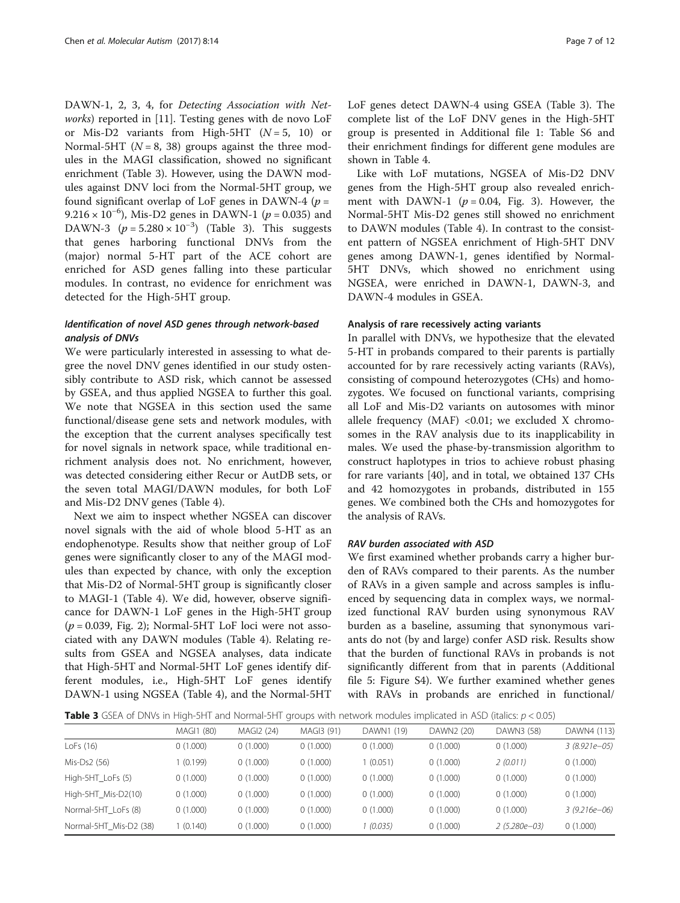DAWN-1, 2, 3, 4, for *Detecting Association with Networks*) reported in [11]. Testing genes with de novo LoF or Mis-D2 variants from High-5HT ($N = 5$, 10) or Normal-5HT ($N = 8$, 38) groups against the three modules in the MAGI classification, showed no significant enrichment (Table 3). However, using the DAWN modules against DNV loci from the Normal-5HT group, we found significant overlap of LoF genes in DAWN-4 ($p = 9.216 \times 10^{-6}$), Mis-D2 genes in DAWN-1 ($p = 0.035$) and DAWN-3 ($p = 5.280 \times 10^{-3}$) (Table 3). This suggests that genes harboring functional DNVs from the (major) normal 5-HT part of the ACE cohort are enriched for ASD genes falling into these particular modules. In contrast, no evidence for enrichment was detected for the High-5HT group.

### *Identification of novel ASD genes through network-based analysis of DNVs*

We were particularly interested in assessing to what degree the novel DNV genes identified in our study ostensibly contribute to ASD risk, which cannot be assessed by GSEA, and thus applied NGSEA to further this goal. We note that NGSEA in this section used the same functional/disease gene sets and network modules, with the exception that the current analyses specifically test for novel signals in network space, while traditional enrichment analysis does not. No enrichment, however, was detected considering either Recur or AutDB sets, or the seven total MAGI/DAWN modules, for both LoF and Mis-D2 DNV genes (Table 4).

Next we aim to inspect whether NGSEA can discover novel signals with the aid of whole blood 5-HT as an endophenotype. Results show that neither group of LoF genes were significantly closer to any of the MAGI modules than expected by chance, with only the exception that Mis-D2 of Normal-5HT group is significantly closer to MAGI-1 (Table 4). We did, however, observe significance for DAWN-1 LoF genes in the High-5HT group ($p = 0.039$, Fig. 2); Normal-5HT LoF loci were not associated with any DAWN modules (Table 4). Relating results from GSEA and NGSEA analyses, data indicate that High-5HT and Normal-5HT LoF genes identify different modules, i.e., High-5HT LoF genes identify DAWN-1 using NGSEA (Table 4), and the Normal-5HT LoF genes detect DAWN-4 using GSEA (Table 3). The complete list of the LoF DNV genes in the High-5HT group is presented in Additional file 1: Table S6 and their enrichment findings for different gene modules are shown in Table 4.

Like with LoF mutations, NGSEA of Mis-D2 DNV genes from the High-5HT group also revealed enrichment with DAWN-1 ($p = 0.04$, Fig. 3). However, the Normal-5HT Mis-D2 genes still showed no enrichment to DAWN modules (Table 4). In contrast to the consistent pattern of NGSEA enrichment of High-5HT DNV genes among DAWN-1, genes identified by Normal-5HT DNVs, which showed no enrichment using NGSEA, were enriched in DAWN-1, DAWN-3, and DAWN-4 modules in GSEA.

## Analysis of rare recessively acting variants

In parallel with DNVs, we hypothesize that the elevated 5-HT in probands compared to their parents is partially accounted for by rare recessively acting variants (RAVs), consisting of compound heterozygotes (CHs) and homozygotes. We focused on functional variants, comprising all LoF and Mis-D2 variants on autosomes with minor allele frequency (MAF) <0.01; we excluded X chromosomes in the RAV analysis due to its inapplicability in males. We used the phase-by-transmission algorithm to construct haplotypes in trios to achieve robust phasing for rare variants [40], and in total, we obtained 137 CHs and 42 homozygotes in probands, distributed in 155 genes. We combined both the CHs and homozygotes for the analysis of RAVs.

### *RAV burden associated with ASD*

We first examined whether probands carry a higher burden of RAVs compared to their parents. As the number of RAVs in a given sample and across samples is influenced by sequencing data in complex ways, we normalized functional RAV burden using synonymous RAV burden as a baseline, assuming that synonymous variants do not (by and large) confer ASD risk. Results show that the burden of functional RAVs in probands is not significantly different from that in parents (Additional file 5: Figure S4). We further examined whether genes with RAVs in probands are enriched in functional/

**Table 3** GSEA of DNVs in High-5HT and Normal-5HT groups with network modules implicated in ASD (italics: $p < 0.05$)

| | MAGI1 (80) | MAGI2 (24) | MAGI3 (91) | DAWN1 (19) | DAWN2 (20) | DAWN3 (58) | DAWN4 (113) |
|---|---|---|---|---|---|---|---|
| LoFs (16) | 0 (1.000) | 0 (1.000) | 0 (1.000) | 0 (1.000) | 0 (1.000) | 0 (1.000) | *3 (8.921e−05)* |
| Mis-Ds2 (56) | 1 (0.199) | 0 (1.000) | 0 (1.000) | 1 (0.051) | 0 (1.000) | *2 (0.011)* | 0 (1.000) |
| High-5HT_LoFs (5) | 0 (1.000) | 0 (1.000) | 0 (1.000) | 0 (1.000) | 0 (1.000) | 0 (1.000) | 0 (1.000) |
| High-5HT_Mis-D2(10) | 0 (1.000) | 0 (1.000) | 0 (1.000) | 0 (1.000) | 0 (1.000) | 0 (1.000) | 0 (1.000) |
| Normal-5HT_LoFs (8) | 0 (1.000) | 0 (1.000) | 0 (1.000) | 0 (1.000) | 0 (1.000) | 0 (1.000) | *3 (9.216e−06)* |
| Normal-5HT_Mis-D2 (38) | 1 (0.140) | 0 (1.000) | 0 (1.000) | *1 (0.035)* | 0 (1.000) | *2 (5.280e−03)* | 0 (1.000) |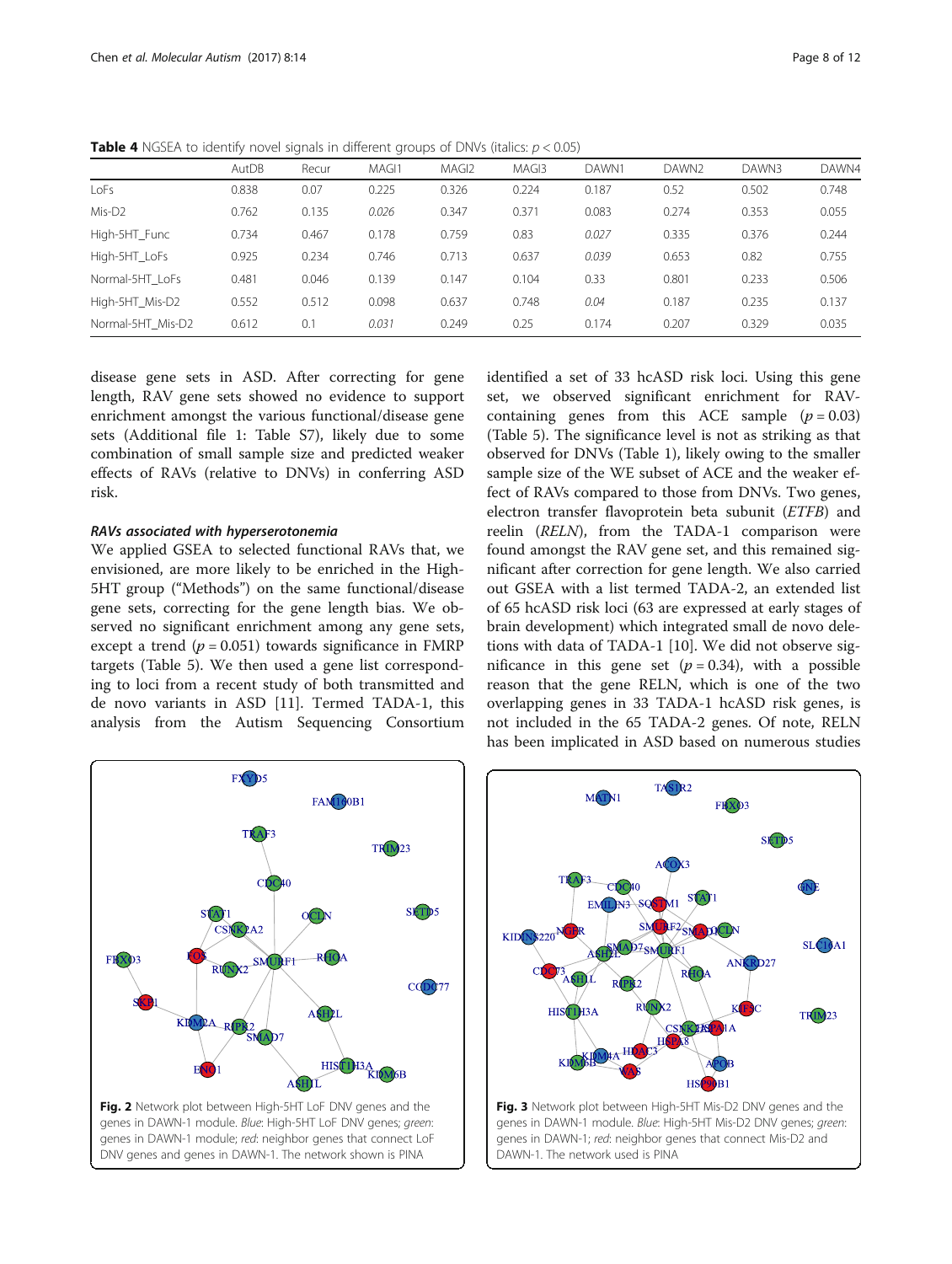**Table 4** NGSEA to identify novel signals in different groups of DNVs (italics: $p < 0.05$)

| | AutDB | Recur | MAGI1 | MAGI2 | MAGI3 | DAWN1 | DAWN2 | DAWN3 | DAWN4 |
|---|---|---|---|---|---|---|---|---|---|
| LoFs | 0.838 | 0.07 | 0.225 | 0.326 | 0.224 | 0.187 | 0.52 | 0.502 | 0.748 |
| Mis-D2 | 0.762 | 0.135 | *0.026* | 0.347 | 0.371 | 0.083 | 0.274 | 0.353 | 0.055 |
| High-5HT_Func | 0.734 | 0.467 | 0.178 | 0.759 | 0.83 | *0.027* | 0.335 | 0.376 | 0.244 |
| High-5HT_LoFs | 0.925 | 0.234 | 0.746 | 0.713 | 0.637 | *0.039* | 0.653 | 0.82 | 0.755 |
| Normal-5HT_LoFs | 0.481 | 0.046 | 0.139 | 0.147 | 0.104 | 0.33 | 0.801 | 0.233 | 0.506 |
| High-5HT_Mis-D2 | 0.552 | 0.512 | 0.098 | 0.637 | 0.748 | *0.04* | 0.187 | 0.235 | 0.137 |
| Normal-5HT_Mis-D2 | 0.612 | 0.1 | *0.031* | 0.249 | 0.25 | 0.174 | 0.207 | 0.329 | 0.035 |

disease gene sets in ASD. After correcting for gene length, RAV gene sets showed no evidence to support enrichment amongst the various functional/disease gene sets (Additional file 1: Table S7), likely due to some combination of small sample size and predicted weaker effects of RAVs (relative to DNVs) in conferring ASD risk.

#### *RAVs associated with hyperserotonemia*

We applied GSEA to selected functional RAVs that, we envisioned, are more likely to be enriched in the High-5HT group ("Methods") on the same functional/disease gene sets, correcting for the gene length bias. We observed no significant enrichment among any gene sets, except a trend ($p = 0.051$) towards significance in FMRP targets (Table 5). We then used a gene list corresponding to loci from a recent study of both transmitted and de novo variants in ASD [11]. Termed TADA-1, this analysis from the Autism Sequencing Consortium identified a set of 33 hcASD risk loci. Using this gene set, we observed significant enrichment for RAV-containing genes from this ACE sample ($p = 0.03$) (Table 5). The significance level is not as striking as that observed for DNVs (Table 1), likely owing to the smaller sample size of the WE subset of ACE and the weaker effect of RAVs compared to those from DNVs. Two genes, electron transfer flavoprotein beta subunit (*ETFB*) and reelin (*RELN*), from the TADA-1 comparison were found amongst the RAV gene set, and this remained significant after correction for gene length. We also carried out GSEA with a list termed TADA-2, an extended list of 65 hcASD risk loci (63 are expressed at early stages of brain development) which integrated small de novo deletions with data of TADA-1 [10]. We did not observe significance in this gene set ($p = 0.34$), with a possible reason that the gene RELN, which is one of the two overlapping genes in 33 TADA-1 hcASD risk genes, is not included in the 65 TADA-2 genes. Of note, RELN has been implicated in ASD based on numerous studies

**Fig. 2** Network plot between High-5HT LoF DNV genes and the genes in DAWN-1 module. *Blue*: High-5HT LoF DNV genes; *green*: genes in DAWN-1 module; *red*: neighbor genes that connect LoF DNV genes and genes in DAWN-1. The network shown is PINA

**Fig. 3** Network plot between High-5HT Mis-D2 DNV genes and the genes in DAWN-1 module. *Blue*: High-5HT Mis-D2 DNV genes; *green*: genes in DAWN-1; *red*: neighbor genes that connect Mis-D2 and DAWN-1. The network used is PINA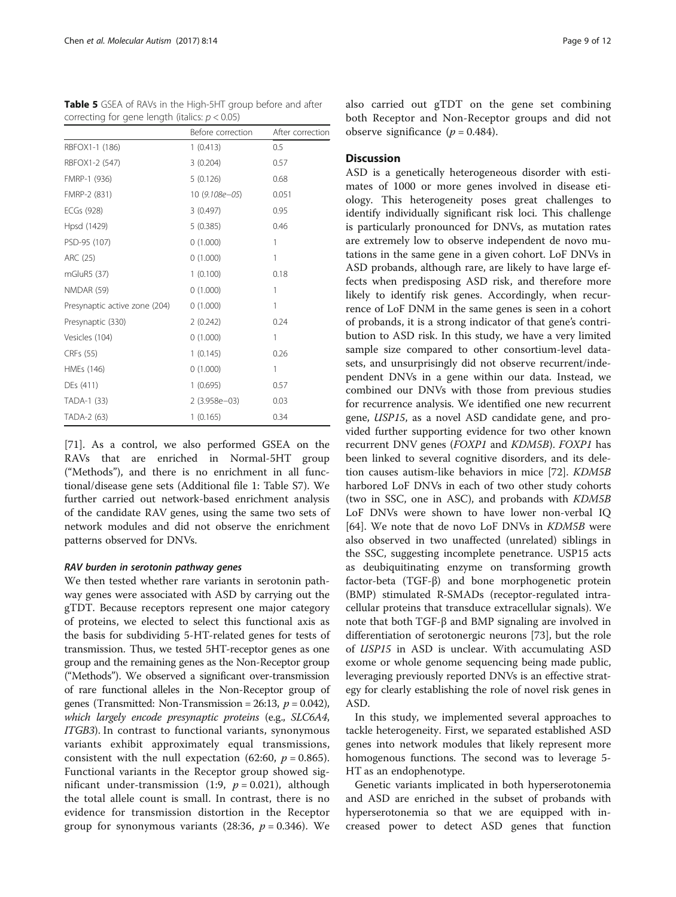**Table 5** GSEA of RAVs in the High-5HT group before and after correcting for gene length (italics: $p < 0.05$)

| | Before correction | After correction |
|---|---|---|
| RBFOX1-1 (186) | 1 (0.413) | 0.5 |
| RBFOX1-2 (547) | 3 (0.204) | 0.57 |
| FMRP-1 (936) | 5 (0.126) | 0.68 |
| FMRP-2 (831) | 10 (*9.108e−05*) | 0.051 |
| ECGs (928) | 3 (0.497) | 0.95 |
| Hpsd (1429) | 5 (0.385) | 0.46 |
| PSD-95 (107) | 0 (1.000) | 1 |
| ARC (25) | 0 (1.000) | 1 |
| mGluR5 (37) | 1 (0.100) | 0.18 |
| NMDAR (59) | 0 (1.000) | 1 |
| Presynaptic active zone (204) | 0 (1.000) | 1 |
| Presynaptic (330) | 2 (0.242) | 0.24 |
| Vesicles (104) | 0 (1.000) | 1 |
| CRFs (55) | 1 (0.145) | 0.26 |
| HMEs (146) | 0 (1.000) | 1 |
| DEs (411) | 1 (0.695) | 0.57 |
| TADA-1 (33) | 2 (*3.958e−03*) | *0.03* |
| TADA-2 (63) | 1 (0.165) | 0.34 |

[71]. As a control, we also performed GSEA on the RAVs that are enriched in Normal-5HT group ("Methods"), and there is no enrichment in all functional/disease gene sets (Additional file 1: Table S7). We further carried out network-based enrichment analysis of the candidate RAV genes, using the same two sets of network modules and did not observe the enrichment patterns observed for DNVs.

#### RAV burden in serotonin pathway genes

We then tested whether rare variants in serotonin pathway genes were associated with ASD by carrying out the gTDT. Because receptors represent one major category of proteins, we elected to select this functional axis as the basis for subdividing 5-HT-related genes for tests of transmission. Thus, we tested 5HT-receptor genes as one group and the remaining genes as the Non-Receptor group ("Methods"). We observed a significant over-transmission of rare functional alleles in the Non-Receptor group of genes (Transmitted: Non-Transmission = 26:13, $p = 0.042$), *which largely encode presynaptic proteins* (e.g., *SLC6A4*, *ITGB3*). In contrast to functional variants, synonymous variants exhibit approximately equal transmissions, consistent with the null expectation (62:60, $p = 0.865$). Functional variants in the Receptor group showed significant under-transmission (1:9, $p = 0.021$), although the total allele count is small. In contrast, there is no evidence for transmission distortion in the Receptor group for synonymous variants (28:36, $p = 0.346$). We also carried out gTDT on the gene set combining both Receptor and Non-Receptor groups and did not observe significance ($p = 0.484$).

## Discussion

ASD is a genetically heterogeneous disorder with estimates of 1000 or more genes involved in disease etiology. This heterogeneity poses great challenges to identify individually significant risk loci. This challenge is particularly pronounced for DNVs, as mutation rates are extremely low to observe independent de novo mutations in the same gene in a given cohort. LoF DNVs in ASD probands, although rare, are likely to have large effects when predisposing ASD risk, and therefore more likely to identify risk genes. Accordingly, when recurrence of LoF DNM in the same genes is seen in a cohort of probands, it is a strong indicator of that gene's contribution to ASD risk. In this study, we have a very limited sample size compared to other consortium-level datasets, and unsurprisingly did not observe recurrent/independent DNVs in a gene within our data. Instead, we combined our DNVs with those from previous studies for recurrence analysis. We identified one new recurrent gene, *USP15*, as a novel ASD candidate gene, and provided further supporting evidence for two other known recurrent DNV genes (*FOXP1* and *KDM5B*). *FOXP1* has been linked to several cognitive disorders, and its deletion causes autism-like behaviors in mice [72]. *KDM5B* harbored LoF DNVs in each of two other study cohorts (two in SSC, one in ASC), and probands with *KDM5B* LoF DNVs were shown to have lower non-verbal IQ [64]. We note that de novo LoF DNVs in *KDM5B* were also observed in two unaffected (unrelated) siblings in the SSC, suggesting incomplete penetrance. USP15 acts as deubiquitinating enzyme on transforming growth factor-beta (TGF-β) and bone morphogenetic protein (BMP) stimulated R-SMADs (receptor-regulated intracellular proteins that transduce extracellular signals). We note that both TGF-β and BMP signaling are involved in differentiation of serotonergic neurons [73], but the role of *USP15* in ASD is unclear. With accumulating ASD exome or whole genome sequencing being made public, leveraging previously reported DNVs is an effective strategy for clearly establishing the role of novel risk genes in ASD.

In this study, we implemented several approaches to tackle heterogeneity. First, we separated established ASD genes into network modules that likely represent more homogenous functions. The second was to leverage 5-HT as an endophenotype.

Genetic variants implicated in both hyperserotonemia and ASD are enriched in the subset of probands with hyperserotonemia so that we are equipped with increased power to detect ASD genes that function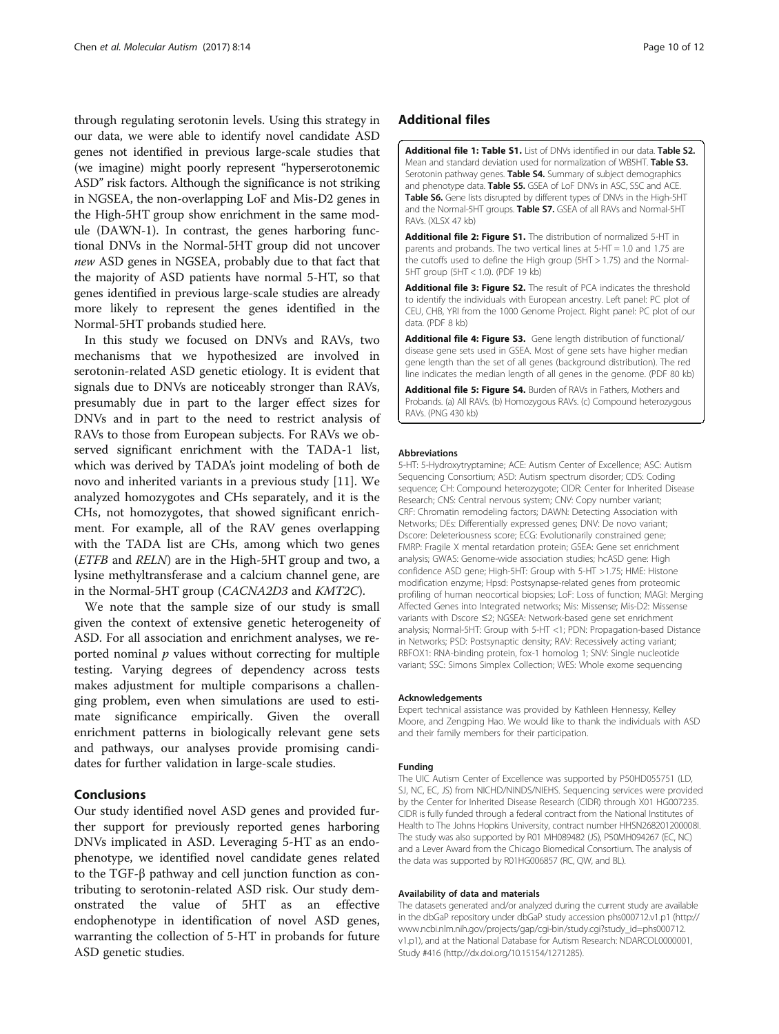through regulating serotonin levels. Using this strategy in our data, we were able to identify novel candidate ASD genes not identified in previous large-scale studies that (we imagine) might poorly represent "hyperserotonemic ASD" risk factors. Although the significance is not striking in NGSEA, the non-overlapping LoF and Mis-D2 genes in the High-5HT group show enrichment in the same module (DAWN-1). In contrast, the genes harboring functional DNVs in the Normal-5HT group did not uncover *new* ASD genes in NGSEA, probably due to that fact that the majority of ASD patients have normal 5-HT, so that genes identified in previous large-scale studies are already more likely to represent the genes identified in the Normal-5HT probands studied here.

In this study we focused on DNVs and RAVs, two mechanisms that we hypothesized are involved in serotonin-related ASD genetic etiology. It is evident that signals due to DNVs are noticeably stronger than RAVs, presumably due in part to the larger effect sizes for DNVs and in part to the need to restrict analysis of RAVs to those from European subjects. For RAVs we observed significant enrichment with the TADA-1 list, which was derived by TADA's joint modeling of both de novo and inherited variants in a previous study [11]. We analyzed homozygotes and CHs separately, and it is the CHs, not homozygotes, that showed significant enrichment. For example, all of the RAV genes overlapping with the TADA list are CHs, among which two genes (*ETFB* and *RELN*) are in the High-5HT group and two, a lysine methyltransferase and a calcium channel gene, are in the Normal-5HT group (*CACNA2D3* and *KMT2C*).

We note that the sample size of our study is small given the context of extensive genetic heterogeneity of ASD. For all association and enrichment analyses, we reported nominal $p$ values without correcting for multiple testing. Varying degrees of dependency across tests makes adjustment for multiple comparisons a challenging problem, even when simulations are used to estimate significance empirically. Given the overall enrichment patterns in biologically relevant gene sets and pathways, our analyses provide promising candidates for further validation in large-scale studies.

## Conclusions

Our study identified novel ASD genes and provided further support for previously reported genes harboring DNVs implicated in ASD. Leveraging 5-HT as an endophenotype, we identified novel candidate genes related to the TGF-β pathway and cell junction function as contributing to serotonin-related ASD risk. Our study demonstrated the value of 5HT as an effective endophenotype in identification of novel ASD genes, warranting the collection of 5-HT in probands for future ASD genetic studies.

## Additional files

**Additional file 1: Table S1.** List of DNVs identified in our data. **Table S2.** Mean and standard deviation used for normalization of WB5HT. **Table S3.** Serotonin pathway genes. **Table S4.** Summary of subject demographics and phenotype data. **Table S5.** GSEA of LoF DNVs in ASC, SSC and ACE. **Table S6.** Gene lists disrupted by different types of DNVs in the High-5HT and the Normal-5HT groups. **Table S7.** GSEA of all RAVs and Normal-5HT RAVs. (XLSX 47 kb)

**Additional file 2: Figure S1.** The distribution of normalized 5-HT in parents and probands. The two vertical lines at 5-HT = 1.0 and 1.75 are the cutoffs used to define the High group (5HT > 1.75) and the Normal-5HT group (5HT < 1.0). (PDF 19 kb)

**Additional file 3: Figure S2.** The result of PCA indicates the threshold to identify the individuals with European ancestry. Left panel: PC plot of CEU, CHB, YRI from the 1000 Genome Project. Right panel: PC plot of our data. (PDF 8 kb)

**Additional file 4: Figure S3.** Gene length distribution of functional/disease gene sets used in GSEA. Most of gene sets have higher median gene length than the set of all genes (background distribution). The red line indicates the median length of all genes in the genome. (PDF 80 kb)

**Additional file 5: Figure S4.** Burden of RAVs in Fathers, Mothers and Probands. (a) All RAVs. (b) Homozygous RAVs. (c) Compound heterozygous RAVs. (PNG 430 kb)

#### Abbreviations

5-HT: 5-Hydroxytryptamine; ACE: Autism Center of Excellence; ASC: Autism Sequencing Consortium; ASD: Autism spectrum disorder; CDS: Coding sequence; CH: Compound heterozygote; CIDR: Center for Inherited Disease Research; CNS: Central nervous system; CNV: Copy number variant; CRF: Chromatin remodeling factors; DAWN: Detecting Association with Networks; DEs: Differentially expressed genes; DNV: De novo variant; Dscore: Deleteriousness score; ECG: Evolutionarily constrained gene; FMRP: Fragile X mental retardation protein; GSEA: Gene set enrichment analysis; GWAS: Genome-wide association studies; hcASD gene: High confidence ASD gene; High-5HT: Group with 5-HT >1.75; HME: Histone modification enzyme; Hpsd: Postsynapse-related genes from proteomic profiling of human neocortical biopsies; LoF: Loss of function; MAGI: Merging Affected Genes into Integrated networks; Mis: Missense; Mis-D2: Missense variants with Dscore ≤2; NGSEA: Network-based gene set enrichment analysis; Normal-5HT: Group with 5-HT <1; PDN: Propagation-based Distance in Networks; PSD: Postsynaptic density; RAV: Recessively acting variant; RBFOX1: RNA-binding protein, fox-1 homolog 1; SNV: Single nucleotide variant; SSC: Simons Simplex Collection; WES: Whole exome sequencing

#### Acknowledgements

Expert technical assistance was provided by Kathleen Hennessy, Kelley Moore, and Zengping Hao. We would like to thank the individuals with ASD and their family members for their participation.

#### Funding

The UIC Autism Center of Excellence was supported by P50HD055751 (LD, SJ, NC, EC, JS) from NICHD/NINDS/NIEHS. Sequencing services were provided by the Center for Inherited Disease Research (CIDR) through X01 HG007235. CIDR is fully funded through a federal contract from the National Institutes of Health to The Johns Hopkins University, contract number HHSN268201200008I. The study was also supported by R01 MH089482 (JS), P50MH094267 (EC, NC) and a Lever Award from the Chicago Biomedical Consortium. The analysis of the data was supported by R01HG006857 (RC, QW, and BL).

#### Availability of data and materials

The datasets generated and/or analyzed during the current study are available in the dbGaP repository under dbGaP study accession phs000712.v1.p1 (http://www.ncbi.nlm.nih.gov/projects/gap/cgi-bin/study.cgi?study_id=phs000712.v1.p1), and at the National Database for Autism Research: NDARCOL0000001, Study #416 (http://dx.doi.org/10.15154/1271285).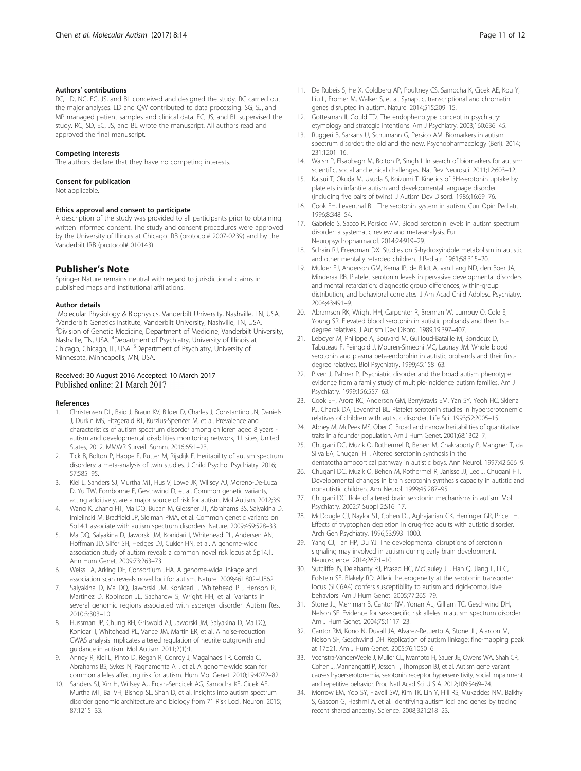#### Authors' contributions

RC, LD, NC, EC, JS, and BL conceived and designed the study. RC carried out the major analyses. LD and QW contributed to data processing. SG, SJ, and MP managed patient samples and clinical data. EC, JS, and BL supervised the study. RC, SD, EC, JS, and BL wrote the manuscript. All authors read and approved the final manuscript.

#### Competing interests

The authors declare that they have no competing interests.

#### Consent for publication

Not applicable.

#### Ethics approval and consent to participate

A description of the study was provided to all participants prior to obtaining written informed consent. The study and consent procedures were approved by the University of Illinois at Chicago IRB (protocol# 2007-0239) and by the Vanderbilt IRB (protocol# 010143).

## Publisher's Note

Springer Nature remains neutral with regard to jurisdictional claims in published maps and institutional affiliations.

#### Author details

[1]Molecular Physiology & Biophysics, Vanderbilt University, Nashville, TN, USA. [2]Vanderbilt Genetics Institute, Vanderbilt University, Nashville, TN, USA. [3]Division of Genetic Medicine, Department of Medicine, Vanderbilt University, Nashville, TN, USA. [4]Department of Psychiatry, University of Illinois at Chicago, Chicago, IL, USA. [5]Department of Psychiatry, University of Minnesota, Minneapolis, MN, USA.

Received: 30 August 2016 Accepted: 10 March 2017
Published online: 21 March 2017

#### References

1. Christensen DL, Baio J, Braun KV, Bilder D, Charles J, Constantino JN, Daniels J, Durkin MS, Fitzgerald RT, Kurzius-Spencer M, et al. Prevalence and characteristics of autism spectrum disorder among children aged 8 years - autism and developmental disabilities monitoring network, 11 sites, United States, 2012. MMWR Surveill Summ. 2016;65:1–23.
2. Tick B, Bolton P, Happe F, Rutter M, Rijsdijk F. Heritability of autism spectrum disorders: a meta-analysis of twin studies. J Child Psychol Psychiatry. 2016; 57:585–95.
3. Klei L, Sanders SJ, Murtha MT, Hus V, Lowe JK, Willsey AJ, Moreno-De-Luca D, Yu TW, Fombonne E, Geschwind D, et al. Common genetic variants, acting additively, are a major source of risk for autism. Mol Autism. 2012;3:9.
4. Wang K, Zhang HT, Ma DQ, Bucan M, Glessner JT, Abrahams BS, Salyakina D, Imielinski M, Bradfield JP, Sleiman PMA, et al. Common genetic variants on 5p14.1 associate with autism spectrum disorders. Nature. 2009;459:528–33.
5. Ma DQ, Salyakina D, Jaworski JM, Konidari I, Whitehead PL, Andersen AN, Hoffman JD, Slifer SH, Hedges DJ, Cukier HN, et al. A genome-wide association study of autism reveals a common novel risk locus at 5p14.1. Ann Hum Genet. 2009;73:263–73.
6. Weiss LA, Arking DE, Consortium JHA. A genome-wide linkage and association scan reveals novel loci for autism. Nature. 2009;461:802–U862.
7. Salyakina D, Ma DQ, Jaworski JM, Konidari I, Whitehead PL, Henson R, Martinez D, Robinson JL, Sacharow S, Wright HH, et al. Variants in several genomic regions associated with asperger disorder. Autism Res. 2010;3:303–10.
8. Hussman JP, Chung RH, Griswold AJ, Jaworski JM, Salyakina D, Ma DQ, Konidari I, Whitehead PL, Vance JM, Martin ER, et al. A noise-reduction GWAS analysis implicates altered regulation of neurite outgrowth and guidance in autism. Mol Autism. 2011;2(1):1.
9. Anney R, Klei L, Pinto D, Regan R, Conroy J, Magalhaes TR, Correia C, Abrahams BS, Sykes N, Pagnamenta AT, et al. A genome-wide scan for common alleles affecting risk for autism. Hum Mol Genet. 2010;19:4072–82.
10. Sanders SJ, Xin H, Willsey AJ, Ercan-Sencicek AG, Samocha KE, Cicek AE, Murtha MT, Bal VH, Bishop SL, Shan D, et al. Insights into autism spectrum disorder genomic architecture and biology from 71 Risk Loci. Neuron. 2015; 87:1215–33.
11. De Rubeis S, He X, Goldberg AP, Poultney CS, Samocha K, Cicek AE, Kou Y, Liu L, Fromer M, Walker S, et al. Synaptic, transcriptional and chromatin genes disrupted in autism. Nature. 2014;515:209–15.
12. Gottesman II, Gould TD. The endophenotype concept in psychiatry: etymology and strategic intentions. Am J Psychiatry. 2003;160:636–45.
13. Ruggeri B, Sarkans U, Schumann G, Persico AM. Biomarkers in autism spectrum disorder: the old and the new. Psychopharmacology (Berl). 2014; 231:1201–16.
14. Walsh P, Elsabbagh M, Bolton P, Singh I. In search of biomarkers for autism: scientific, social and ethical challenges. Nat Rev Neurosci. 2011;12:603–12.
15. Katsui T, Okuda M, Usuda S, Koizumi T. Kinetics of 3H-serotonin uptake by platelets in infantile autism and developmental language disorder (including five pairs of twins). J Autism Dev Disord. 1986;16:69–76.
16. Cook EH, Leventhal BL. The serotonin system in autism. Curr Opin Pediatr. 1996;8:348–54.
17. Gabriele S, Sacco R, Persico AM. Blood serotonin levels in autism spectrum disorder: a systematic review and meta-analysis. Eur Neuropsychopharmacol. 2014;24:919–29.
18. Schain RJ, Freedman DX. Studies on 5-hydroxyindole metabolism in autistic and other mentally retarded children. J Pediatr. 1961;58:315–20.
19. Mulder EJ, Anderson GM, Kema IP, de Bildt A, van Lang ND, den Boer JA, Minderaa RB. Platelet serotonin levels in pervasive developmental disorders and mental retardation: diagnostic group differences, within-group distribution, and behavioral correlates. J Am Acad Child Adolesc Psychiatry. 2004;43:491–9.
20. Abramson RK, Wright HH, Carpenter R, Brennan W, Lumpuy O, Cole E, Young SR. Elevated blood serotonin in autistic probands and their 1st-degree relatives. J Autism Dev Disord. 1989;19:397–407.
21. Leboyer M, Philippe A, Bouvard M, Guilloud-Bataille M, Bondoux D, Tabuteau F, Feingold J, Mouren-Simeoni MC, Launay JM. Whole blood serotonin and plasma beta-endorphin in autistic probands and their first-degree relatives. Biol Psychiatry. 1999;45:158–63.
22. Piven J, Palmer P. Psychiatric disorder and the broad autism phenotype: evidence from a family study of multiple-incidence autism families. Am J Psychiatry. 1999;156:557–63.
23. Cook EH, Arora RC, Anderson GM, Berrykravis EM, Yan SY, Yeoh HC, Sklena PJ, Charak DA, Leventhal BL. Platelet serotonin studies in hyperserotonemic relatives of children with autistic disorder. Life Sci. 1993;52:2005–15.
24. Abney M, McPeek MS, Ober C. Broad and narrow heritabilities of quantitative traits in a founder population. Am J Hum Genet. 2001;68:1302–7.
25. Chugani DC, Muzik O, Rothermel R, Behen M, Chakraborty P, Mangner T, da Silva EA, Chugani HT. Altered serotonin synthesis in the dentatothalamocortical pathway in autistic boys. Ann Neurol. 1997;42:666–9.
26. Chugani DC, Muzik O, Behen M, Rothermel R, Janisse JJ, Lee J, Chugani HT. Developmental changes in brain serotonin synthesis capacity in autistic and nonautistic children. Ann Neurol. 1999;45:287–95.
27. Chugani DC. Role of altered brain serotonin mechanisms in autism. Mol Psychiatry. 2002;7 Suppl 2:S16–17.
28. McDougle CJ, Naylor ST, Cohen DJ, Aghajanian GK, Heninger GR, Price LH. Effects of tryptophan depletion in drug-free adults with autistic disorder. Arch Gen Psychiatry. 1996;53:993–1000.
29. Yang CJ, Tan HP, Du YJ. The developmental disruptions of serotonin signaling may involved in autism during early brain development. Neuroscience. 2014;267:1–10.
30. Sutcliffe JS, Delahanty RJ, Prasad HC, McCauley JL, Han Q, Jiang L, Li C, Folstein SE, Blakely RD. Allelic heterogeneity at the serotonin transporter locus (SLC6A4) confers susceptibility to autism and rigid-compulsive behaviors. Am J Hum Genet. 2005;77:265–79.
31. Stone JL, Merriman B, Cantor RM, Yonan AL, Gilliam TC, Geschwind DH, Nelson SF. Evidence for sex-specific risk alleles in autism spectrum disorder. Am J Hum Genet. 2004;75:1117–23.
32. Cantor RM, Kono N, Duvall JA, Alvarez-Retuerto A, Stone JL, Alarcon M, Nelson SF, Geschwind DH. Replication of autism linkage: fine-mapping peak at 17q21. Am J Hum Genet. 2005;76:1050–6.
33. Veenstra-VanderWeele J, Muller CL, Iwamoto H, Sauer JE, Owens WA, Shah CR, Cohen J, Mannangatti P, Jessen T, Thompson BJ, et al. Autism gene variant causes hyperserotonemia, serotonin receptor hypersensitivity, social impairment and repetitive behavior. Proc Natl Acad Sci U S A. 2012;109:5469–74.
34. Morrow EM, Yoo SY, Flavell SW, Kim TK, Lin Y, Hill RS, Mukaddes NM, Balkhy S, Gascon G, Hashmi A, et al. Identifying autism loci and genes by tracing recent shared ancestry. Science. 2008;321:218–23.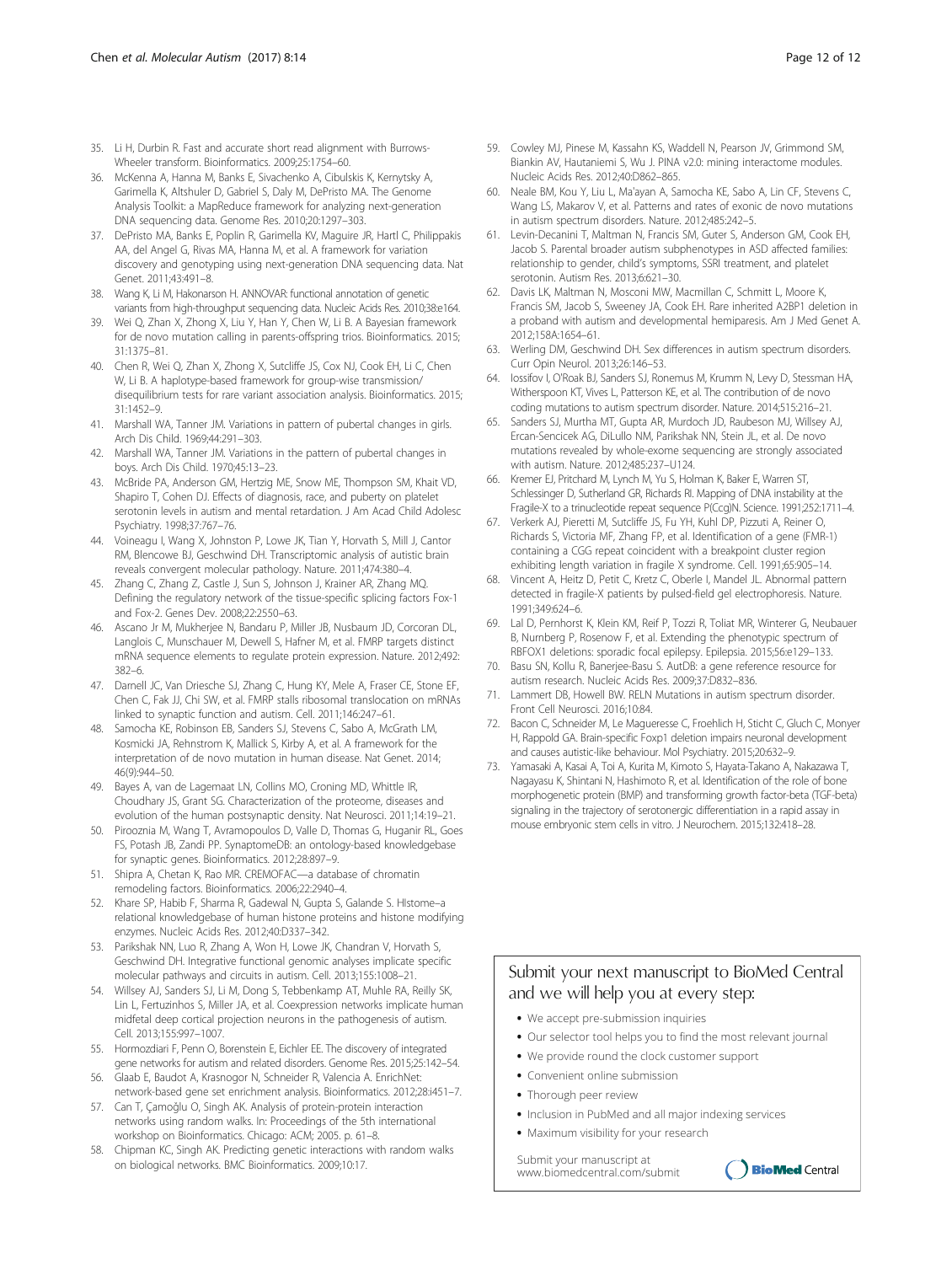35. Li H, Durbin R. Fast and accurate short read alignment with Burrows-Wheeler transform. Bioinformatics. 2009;25:1754–60.
36. McKenna A, Hanna M, Banks E, Sivachenko A, Cibulskis K, Kernytsky A, Garimella K, Altshuler D, Gabriel S, Daly M, DePristo MA. The Genome Analysis Toolkit: a MapReduce framework for analyzing next-generation DNA sequencing data. Genome Res. 2010;20:1297–303.
37. DePristo MA, Banks E, Poplin R, Garimella KV, Maguire JR, Hartl C, Philippakis AA, del Angel G, Rivas MA, Hanna M, et al. A framework for variation discovery and genotyping using next-generation DNA sequencing data. Nat Genet. 2011;43:491–8.
38. Wang K, Li M, Hakonarson H. ANNOVAR: functional annotation of genetic variants from high-throughput sequencing data. Nucleic Acids Res. 2010;38:e164.
39. Wei Q, Zhan X, Zhong X, Liu Y, Han Y, Chen W, Li B. A Bayesian framework for de novo mutation calling in parents-offspring trios. Bioinformatics. 2015; 31:1375–81.
40. Chen R, Wei Q, Zhan X, Zhong X, Sutcliffe JS, Cox NJ, Cook EH, Li C, Chen W, Li B. A haplotype-based framework for group-wise transmission/disequilibrium tests for rare variant association analysis. Bioinformatics. 2015; 31:1452–9.
41. Marshall WA, Tanner JM. Variations in pattern of pubertal changes in girls. Arch Dis Child. 1969;44:291–303.
42. Marshall WA, Tanner JM. Variations in the pattern of pubertal changes in boys. Arch Dis Child. 1970;45:13–23.
43. McBride PA, Anderson GM, Hertzig ME, Snow ME, Thompson SM, Khait VD, Shapiro T, Cohen DJ. Effects of diagnosis, race, and puberty on platelet serotonin levels in autism and mental retardation. J Am Acad Child Adolesc Psychiatry. 1998;37:767–76.
44. Voineagu I, Wang X, Johnston P, Lowe JK, Tian Y, Horvath S, Mill J, Cantor RM, Blencowe BJ, Geschwind DH. Transcriptomic analysis of autistic brain reveals convergent molecular pathology. Nature. 2011;474:380–4.
45. Zhang C, Zhang Z, Castle J, Sun S, Johnson J, Krainer AR, Zhang MQ. Defining the regulatory network of the tissue-specific splicing factors Fox-1 and Fox-2. Genes Dev. 2008;22:2550–63.
46. Ascano Jr M, Mukherjee N, Bandaru P, Miller JB, Nusbaum JD, Corcoran DL, Langlois C, Munschauer M, Dewell S, Hafner M, et al. FMRP targets distinct mRNA sequence elements to regulate protein expression. Nature. 2012;492: 382–6.
47. Darnell JC, Van Driesche SJ, Zhang C, Hung KY, Mele A, Fraser CE, Stone EF, Chen C, Fak JJ, Chi SW, et al. FMRP stalls ribosomal translocation on mRNAs linked to synaptic function and autism. Cell. 2011;146:247–61.
48. Samocha KE, Robinson EB, Sanders SJ, Stevens C, Sabo A, McGrath LM, Kosmicki JA, Rehnstrom K, Mallick S, Kirby A, et al. A framework for the interpretation of de novo mutation in human disease. Nat Genet. 2014; 46(9):944–50.
49. Bayes A, van de Lagemaat LN, Collins MO, Croning MD, Whittle IR, Choudhary JS, Grant SG. Characterization of the proteome, diseases and evolution of the human postsynaptic density. Nat Neurosci. 2011;14:19–21.
50. Pirooznia M, Wang T, Avramopoulos D, Valle D, Thomas G, Huganir RL, Goes FS, Potash JB, Zandi PP. SynaptomeDB: an ontology-based knowledgebase for synaptic genes. Bioinformatics. 2012;28:897–9.
51. Shipra A, Chetan K, Rao MR. CREMOFAC—a database of chromatin remodeling factors. Bioinformatics. 2006;22:2940–4.
52. Khare SP, Habib F, Sharma R, Gadewal N, Gupta S, Galande S. HIstome–a relational knowledgebase of human histone proteins and histone modifying enzymes. Nucleic Acids Res. 2012;40:D337–342.
53. Parikshak NN, Luo R, Zhang A, Won H, Lowe JK, Chandran V, Horvath S, Geschwind DH. Integrative functional genomic analyses implicate specific molecular pathways and circuits in autism. Cell. 2013;155:1008–21.
54. Willsey AJ, Sanders SJ, Li M, Dong S, Tebbenkamp AT, Muhle RA, Reilly SK, Lin L, Fertuzinhos S, Miller JA, et al. Coexpression networks implicate human midfetal deep cortical projection neurons in the pathogenesis of autism. Cell. 2013;155:997–1007.
55. Hormozdiari F, Penn O, Borenstein E, Eichler EE. The discovery of integrated gene networks for autism and related disorders. Genome Res. 2015;25:142–54.
56. Glaab E, Baudot A, Krasnogor N, Schneider R, Valencia A. EnrichNet: network-based gene set enrichment analysis. Bioinformatics. 2012;28:i451–7.
57. Can T, Çamoğlu O, Singh AK. Analysis of protein-protein interaction networks using random walks. In: Proceedings of the 5th international workshop on Bioinformatics. Chicago: ACM; 2005. p. 61–8.
58. Chipman KC, Singh AK. Predicting genetic interactions with random walks on biological networks. BMC Bioinformatics. 2009;10:17.
59. Cowley MJ, Pinese M, Kassahn KS, Waddell N, Pearson JV, Grimmond SM, Biankin AV, Hautaniemi S, Wu J. PINA v2.0: mining interactome modules. Nucleic Acids Res. 2012;40:D862–865.
60. Neale BM, Kou Y, Liu L, Ma'ayan A, Samocha KE, Sabo A, Lin CF, Stevens C, Wang LS, Makarov V, et al. Patterns and rates of exonic de novo mutations in autism spectrum disorders. Nature. 2012;485:242–5.
61. Levin-Decanini T, Maltman N, Francis SM, Guter S, Anderson GM, Cook EH, Jacob S. Parental broader autism subphenotypes in ASD affected families: relationship to gender, child's symptoms, SSRI treatment, and platelet serotonin. Autism Res. 2013;6:621–30.
62. Davis LK, Maltman N, Mosconi MW, Macmillan C, Schmitt L, Moore K, Francis SM, Jacob S, Sweeney JA, Cook EH. Rare inherited A2BP1 deletion in a proband with autism and developmental hemiparesis. Am J Med Genet A. 2012;158A:1654–61.
63. Werling DM, Geschwind DH. Sex differences in autism spectrum disorders. Curr Opin Neurol. 2013;26:146–53.
64. Iossifov I, O'Roak BJ, Sanders SJ, Ronemus M, Krumm N, Levy D, Stessman HA, Witherspoon KT, Vives L, Patterson KE, et al. The contribution of de novo coding mutations to autism spectrum disorder. Nature. 2014;515:216–21.
65. Sanders SJ, Murtha MT, Gupta AR, Murdoch JD, Raubeson MJ, Willsey AJ, Ercan-Sencicek AG, DiLullo NM, Parikshak NN, Stein JL, et al. De novo mutations revealed by whole-exome sequencing are strongly associated with autism. Nature. 2012;485:237–U124.
66. Kremer EJ, Pritchard M, Lynch M, Yu S, Holman K, Baker E, Warren ST, Schlessinger D, Sutherland GR, Richards RI. Mapping of DNA instability at the Fragile-X to a trinucleotide repeat sequence P(Ccg)N. Science. 1991;252:1711–4.
67. Verkerk AJ, Pieretti M, Sutcliffe JS, Fu YH, Kuhl DP, Pizzuti A, Reiner O, Richards S, Victoria MF, Zhang FP, et al. Identification of a gene (FMR-1) containing a CGG repeat coincident with a breakpoint cluster region exhibiting length variation in fragile X syndrome. Cell. 1991;65:905–14.
68. Vincent A, Heitz D, Petit C, Kretz C, Oberle I, Mandel JL. Abnormal pattern detected in fragile-X patients by pulsed-field gel electrophoresis. Nature. 1991;349:624–6.
69. Lal D, Pernhorst K, Klein KM, Reif P, Tozzi R, Toliat MR, Winterer G, Neubauer B, Nurnberg P, Rosenow F, et al. Extending the phenotypic spectrum of RBFOX1 deletions: sporadic focal epilepsy. Epilepsia. 2015;56:e129–133.
70. Basu SN, Kollu R, Banerjee-Basu S. AutDB: a gene reference resource for autism research. Nucleic Acids Res. 2009;37:D832–836.
71. Lammert DB, Howell BW. RELN Mutations in autism spectrum disorder. Front Cell Neurosci. 2016;10:84.
72. Bacon C, Schneider M, Le Magueresse C, Froehlich H, Sticht C, Gluch C, Monyer H, Rappold GA. Brain-specific Foxp1 deletion impairs neuronal development and causes autistic-like behaviour. Mol Psychiatry. 2015;20:632–9.
73. Yamasaki A, Kasai A, Toi A, Kurita M, Kimoto S, Hayata-Takano A, Nakazawa T, Nagayasu K, Shintani N, Hashimoto R, et al. Identification of the role of bone morphogenetic protein (BMP) and transforming growth factor-beta (TGF-beta) signaling in the trajectory of serotonergic differentiation in a rapid assay in mouse embryonic stem cells in vitro. J Neurochem. 2015;132:418–28.

Submit your next manuscript to BioMed Central and we will help you at every step:

- We accept pre-submission inquiries
- Our selector tool helps you to find the most relevant journal
- We provide round the clock customer support
- Convenient online submission
- Thorough peer review
- Inclusion in PubMed and all major indexing services
- Maximum visibility for your research

Submit your manuscript at
www.biomedcentral.com/submit

BioMed Central